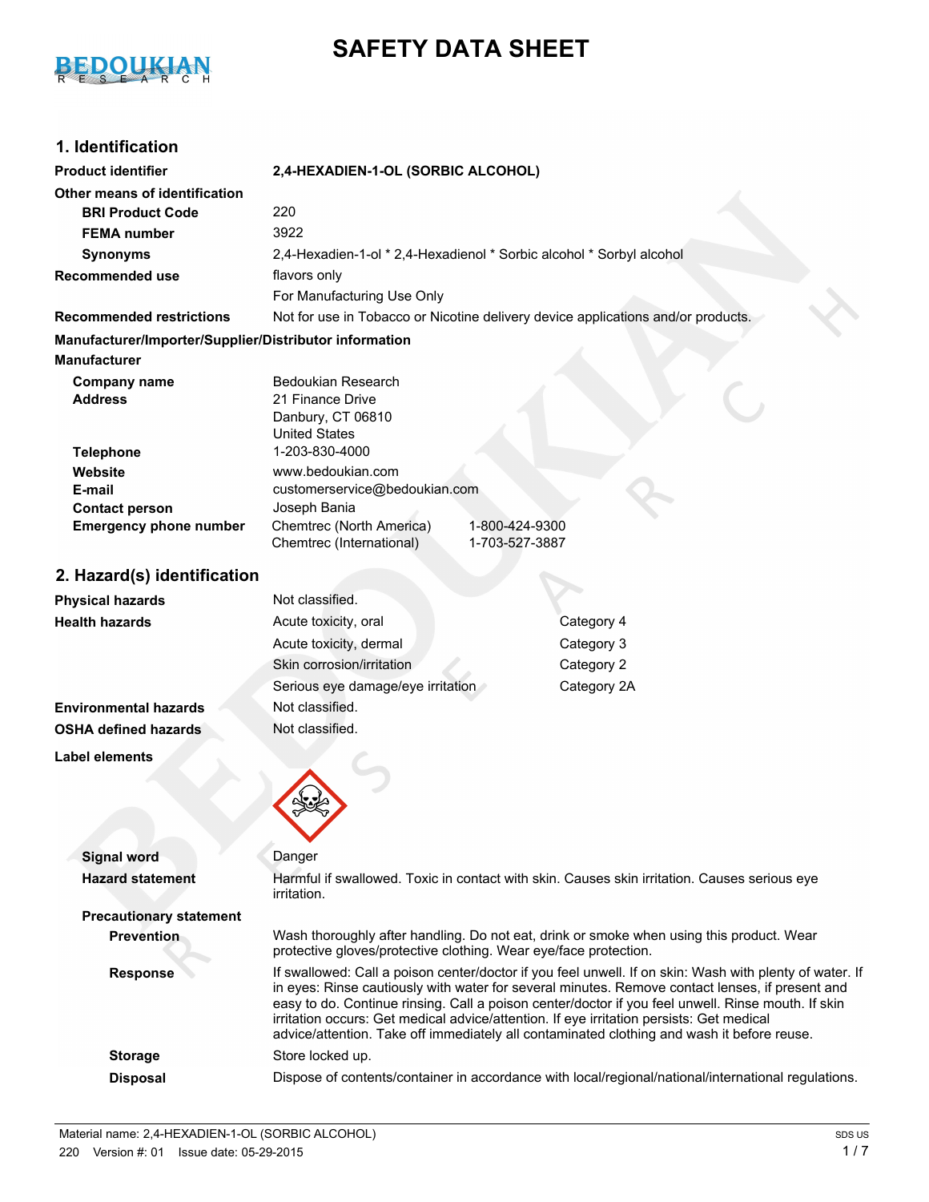# SAFETY DATA SHEET

## 1. Identification

| | |
|---|---|
| **Product identifier** | **2,4-HEXADIEN-1-OL (SORBIC ALCOHOL)** |
| **Other means of identification** | |
| **BRI Product Code** | 220 |
| **FEMA number** | 3922 |
| **Synonyms** | 2,4-Hexadien-1-ol * 2,4-Hexadienol * Sorbic alcohol * Sorbyl alcohol |
| **Recommended use** | flavors only |
| | For Manufacturing Use Only |
| **Recommended restrictions** | Not for use in Tobacco or Nicotine delivery device applications and/or products. |

**Manufacturer/Importer/Supplier/Distributor information**

**Manufacturer**

| | |
|---|---|
| **Company name** | Bedoukian Research |
| **Address** | 21 Finance Drive<br>Danbury, CT 06810<br>United States |
| **Telephone** | 1-203-830-4000 |
| **Website** | www.bedoukian.com |
| **E-mail** | customerservice@bedoukian.com |
| **Contact person** | Joseph Bania |
| **Emergency phone number** | Chemtrec (North America) 1-800-424-9300<br>Chemtrec (International) 1-703-527-3887 |

## 2. Hazard(s) identification

| | | |
|---|---|---|
| **Physical hazards** | Not classified. | |
| **Health hazards** | Acute toxicity, oral | Category 4 |
| | Acute toxicity, dermal | Category 3 |
| | Skin corrosion/irritation | Category 2 |
| | Serious eye damage/eye irritation | Category 2A |
| **Environmental hazards** | Not classified. | |
| **OSHA defined hazards** | Not classified. | |

**Label elements**

| | |
|---|---|
| **Signal word** | Danger |
| **Hazard statement** | Harmful if swallowed. Toxic in contact with skin. Causes skin irritation. Causes serious eye irritation. |

**Precautionary statement**

| | |
|---|---|
| **Prevention** | Wash thoroughly after handling. Do not eat, drink or smoke when using this product. Wear protective gloves/protective clothing. Wear eye/face protection. |
| **Response** | If swallowed: Call a poison center/doctor if you feel unwell. If on skin: Wash with plenty of water. If in eyes: Rinse cautiously with water for several minutes. Remove contact lenses, if present and easy to do. Continue rinsing. Call a poison center/doctor if you feel unwell. Rinse mouth. If skin irritation occurs: Get medical advice/attention. If eye irritation persists: Get medical advice/attention. Take off immediately all contaminated clothing and wash it before reuse. |
| **Storage** | Store locked up. |
| **Disposal** | Dispose of contents/container in accordance with local/regional/national/international regulations. |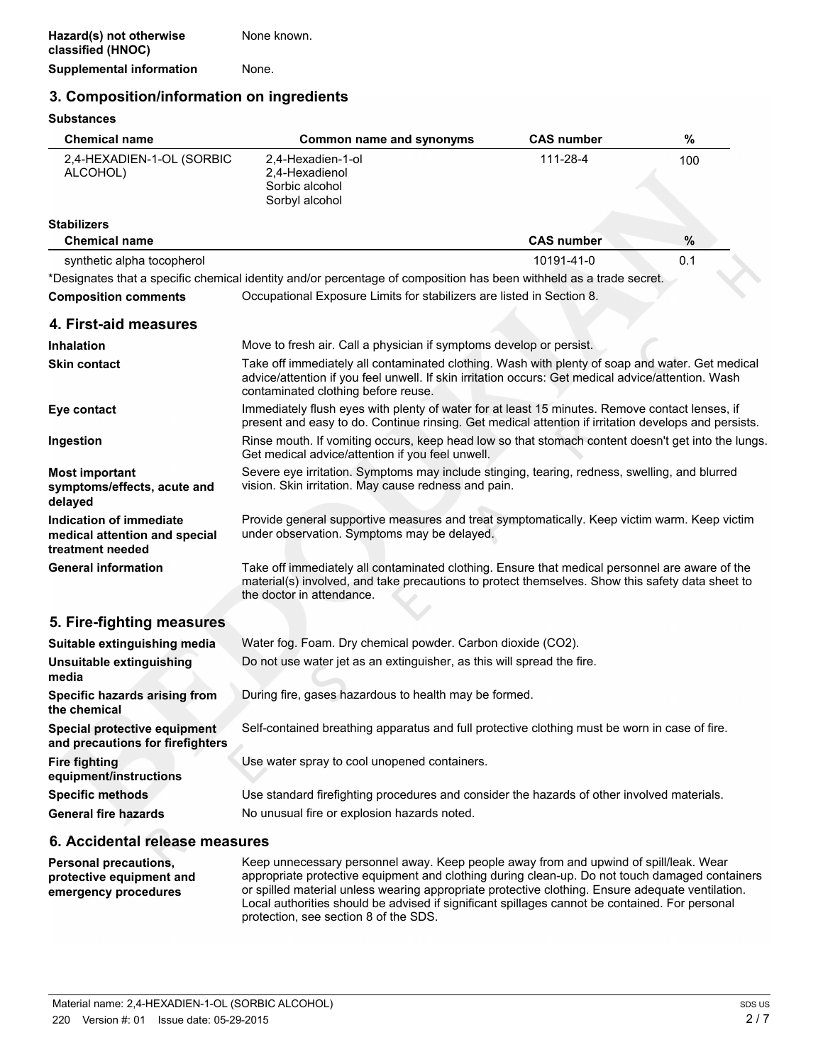| | |
|---|---|
| **Hazard(s) not otherwise classified (HNOC)** | None known. |
| **Supplemental information** | None. |

## 3. Composition/information on ingredients

**Substances**

| Chemical name | Common name and synonyms | CAS number | % |
|---|---|---|---|
| 2,4-HEXADIEN-1-OL (SORBIC ALCOHOL) | 2,4-Hexadien-1-ol<br>2,4-Hexadienol<br>Sorbic alcohol<br>Sorbyl alcohol | 111-28-4 | 100 |

**Stabilizers**

| Chemical name | CAS number | % |
|---|---|---|
| synthetic alpha tocopherol | 10191-41-0 | 0.1 |

*Designates that a specific chemical identity and/or percentage of composition has been withheld as a trade secret.

| | |
|---|---|
| **Composition comments** | Occupational Exposure Limits for stabilizers are listed in Section 8. |

## 4. First-aid measures

| | |
|---|---|
| **Inhalation** | Move to fresh air. Call a physician if symptoms develop or persist. |
| **Skin contact** | Take off immediately all contaminated clothing. Wash with plenty of soap and water. Get medical advice/attention if you feel unwell. If skin irritation occurs: Get medical advice/attention. Wash contaminated clothing before reuse. |
| **Eye contact** | Immediately flush eyes with plenty of water for at least 15 minutes. Remove contact lenses, if present and easy to do. Continue rinsing. Get medical attention if irritation develops and persists. |
| **Ingestion** | Rinse mouth. If vomiting occurs, keep head low so that stomach content doesn't get into the lungs. Get medical advice/attention if you feel unwell. |
| **Most important symptoms/effects, acute and delayed** | Severe eye irritation. Symptoms may include stinging, tearing, redness, swelling, and blurred vision. Skin irritation. May cause redness and pain. |
| **Indication of immediate medical attention and special treatment needed** | Provide general supportive measures and treat symptomatically. Keep victim warm. Keep victim under observation. Symptoms may be delayed. |
| **General information** | Take off immediately all contaminated clothing. Ensure that medical personnel are aware of the material(s) involved, and take precautions to protect themselves. Show this safety data sheet to the doctor in attendance. |

## 5. Fire-fighting measures

| | |
|---|---|
| **Suitable extinguishing media** | Water fog. Foam. Dry chemical powder. Carbon dioxide ($CO_2$). |
| **Unsuitable extinguishing media** | Do not use water jet as an extinguisher, as this will spread the fire. |
| **Specific hazards arising from the chemical** | During fire, gases hazardous to health may be formed. |
| **Special protective equipment and precautions for firefighters** | Self-contained breathing apparatus and full protective clothing must be worn in case of fire. |
| **Fire fighting equipment/instructions** | Use water spray to cool unopened containers. |
| **Specific methods** | Use standard firefighting procedures and consider the hazards of other involved materials. |
| **General fire hazards** | No unusual fire or explosion hazards noted. |

## 6. Accidental release measures

| | |
|---|---|
| **Personal precautions, protective equipment and emergency procedures** | Keep unnecessary personnel away. Keep people away from and upwind of spill/leak. Wear appropriate protective equipment and clothing during clean-up. Do not touch damaged containers or spilled material unless wearing appropriate protective clothing. Ensure adequate ventilation. Local authorities should be advised if significant spillages cannot be contained. For personal protection, see section 8 of the SDS. |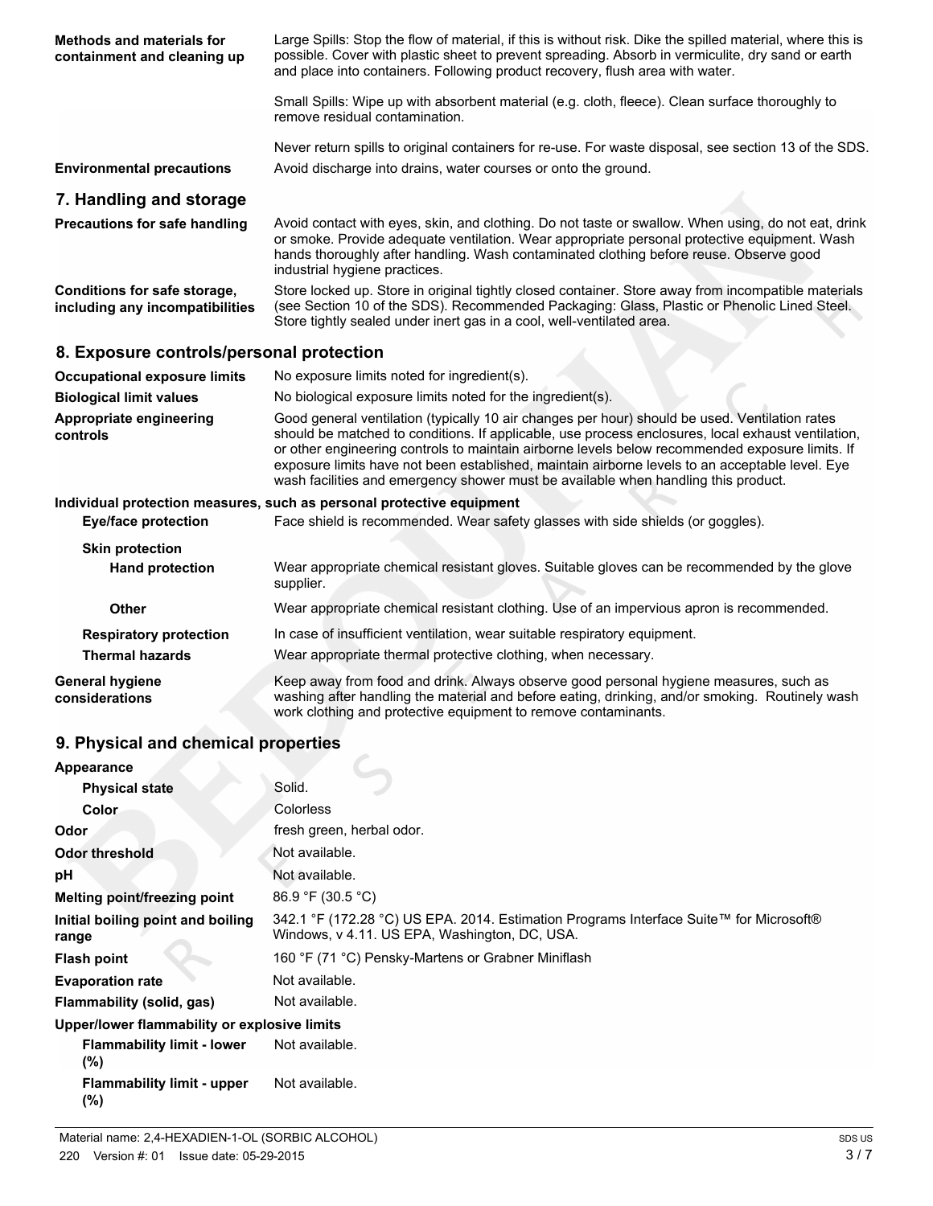**Methods and materials for containment and cleaning up**

Large Spills: Stop the flow of material, if this is without risk. Dike the spilled material, where this is possible. Cover with plastic sheet to prevent spreading. Absorb in vermiculite, dry sand or earth and place into containers. Following product recovery, flush area with water.

Small Spills: Wipe up with absorbent material (e.g. cloth, fleece). Clean surface thoroughly to remove residual contamination.

Never return spills to original containers for re-use. For waste disposal, see section 13 of the SDS.

**Environmental precautions**

Avoid discharge into drains, water courses or onto the ground.

## 7. Handling and storage

**Precautions for safe handling**

Avoid contact with eyes, skin, and clothing. Do not taste or swallow. When using, do not eat, drink or smoke. Provide adequate ventilation. Wear appropriate personal protective equipment. Wash hands thoroughly after handling. Wash contaminated clothing before reuse. Observe good industrial hygiene practices.

**Conditions for safe storage, including any incompatibilities**

Store locked up. Store in original tightly closed container. Store away from incompatible materials (see Section 10 of the SDS). Recommended Packaging: Glass, Plastic or Phenolic Lined Steel. Store tightly sealed under inert gas in a cool, well-ventilated area.

## 8. Exposure controls/personal protection

**Occupational exposure limits**

No exposure limits noted for ingredient(s).

**Biological limit values**

No biological exposure limits noted for the ingredient(s).

**Appropriate engineering controls**

Good general ventilation (typically 10 air changes per hour) should be used. Ventilation rates should be matched to conditions. If applicable, use process enclosures, local exhaust ventilation, or other engineering controls to maintain airborne levels below recommended exposure limits. If exposure limits have not been established, maintain airborne levels to an acceptable level. Eye wash facilities and emergency shower must be available when handling this product.

**Individual protection measures, such as personal protective equipment**

**Eye/face protection**

Face shield is recommended. Wear safety glasses with side shields (or goggles).

**Skin protection**

**Hand protection**

Wear appropriate chemical resistant gloves. Suitable gloves can be recommended by the glove supplier.

**Other**

Wear appropriate chemical resistant clothing. Use of an impervious apron is recommended.

**Respiratory protection**

In case of insufficient ventilation, wear suitable respiratory equipment.

**Thermal hazards**

Wear appropriate thermal protective clothing, when necessary.

**General hygiene considerations**

Keep away from food and drink. Always observe good personal hygiene measures, such as washing after handling the material and before eating, drinking, and/or smoking. Routinely wash work clothing and protective equipment to remove contaminants.

## 9. Physical and chemical properties

| Property | Value |
|---|---|
| **Appearance** | |
| **Physical state** | Solid. |
| **Color** | Colorless |
| **Odor** | fresh green, herbal odor. |
| **Odor threshold** | Not available. |
| **pH** | Not available. |
| **Melting point/freezing point** | 86.9 °F (30.5 °C) |
| **Initial boiling point and boiling range** | 342.1 °F (172.28 °C) US EPA. 2014. Estimation Programs Interface Suite™ for Microsoft® Windows, v 4.11. US EPA, Washington, DC, USA. |
| **Flash point** | 160 °F (71 °C) Pensky-Martens or Grabner Miniflash |
| **Evaporation rate** | Not available. |
| **Flammability (solid, gas)** | Not available. |
| **Upper/lower flammability or explosive limits** | |
| **Flammability limit - lower (%)** | Not available. |
| **Flammability limit - upper (%)** | Not available. |

Material name: 2,4-HEXADIEN-1-OL (SORBIC ALCOHOL)

220 Version #: 01 Issue date: 05-29-2015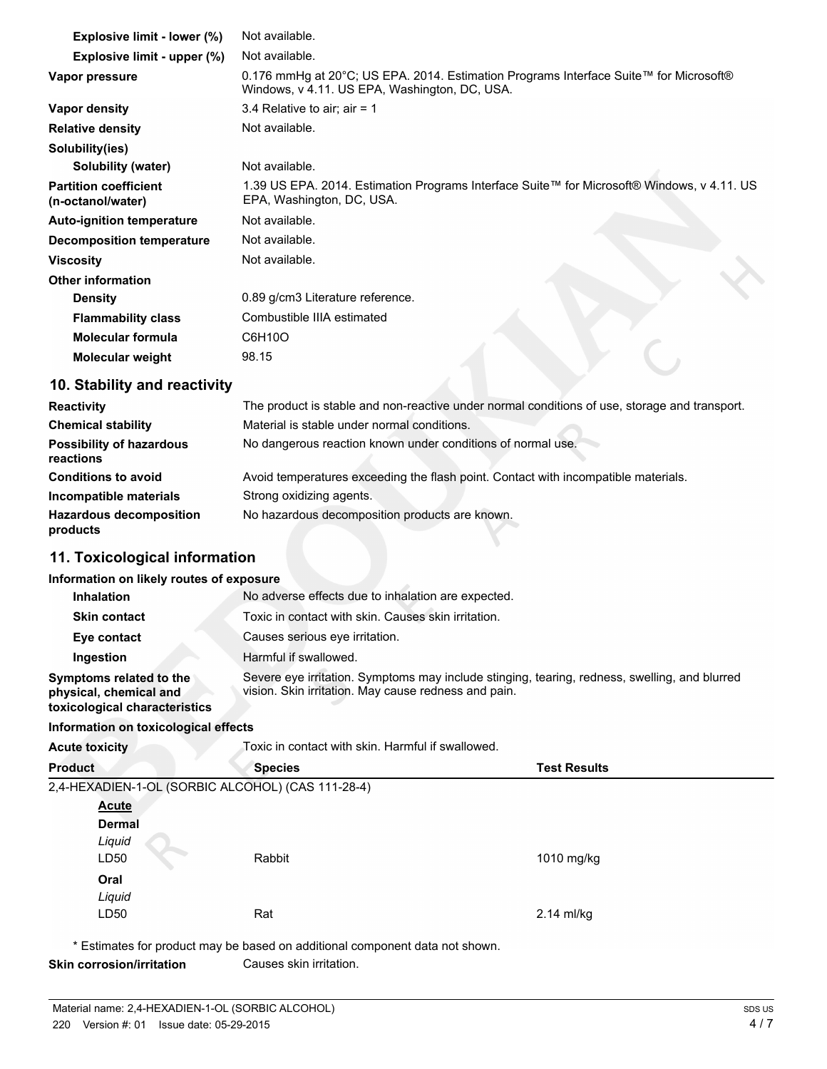| | |
|---|---|
| **Explosive limit - lower (%)** | Not available. |
| **Explosive limit - upper (%)** | Not available. |
| **Vapor pressure** | 0.176 mmHg at 20°C; US EPA. 2014. Estimation Programs Interface Suite™ for Microsoft® Windows, v 4.11. US EPA, Washington, DC, USA. |
| **Vapor density** | 3.4 Relative to air; air = 1 |
| **Relative density** | Not available. |
| **Solubility(ies)** | |
| **Solubility (water)** | Not available. |
| **Partition coefficient (n-octanol/water)** | 1.39 US EPA. 2014. Estimation Programs Interface Suite™ for Microsoft® Windows, v 4.11. US EPA, Washington, DC, USA. |
| **Auto-ignition temperature** | Not available. |
| **Decomposition temperature** | Not available. |
| **Viscosity** | Not available. |
| **Other information** | |
| **Density** | 0.89 g/cm3 Literature reference. |
| **Flammability class** | Combustible IIIA estimated |
| **Molecular formula** | $C_6H_{10}O$ |
| **Molecular weight** | 98.15 |

## 10. Stability and reactivity

| | |
|---|---|
| **Reactivity** | The product is stable and non-reactive under normal conditions of use, storage and transport. |
| **Chemical stability** | Material is stable under normal conditions. |
| **Possibility of hazardous reactions** | No dangerous reaction known under conditions of normal use. |
| **Conditions to avoid** | Avoid temperatures exceeding the flash point. Contact with incompatible materials. |
| **Incompatible materials** | Strong oxidizing agents. |
| **Hazardous decomposition products** | No hazardous decomposition products are known. |

## 11. Toxicological information

**Information on likely routes of exposure**

| | |
|---|---|
| **Inhalation** | No adverse effects due to inhalation are expected. |
| **Skin contact** | Toxic in contact with skin. Causes skin irritation. |
| **Eye contact** | Causes serious eye irritation. |
| **Ingestion** | Harmful if swallowed. |
| **Symptoms related to the physical, chemical and toxicological characteristics** | Severe eye irritation. Symptoms may include stinging, tearing, redness, swelling, and blurred vision. Skin irritation. May cause redness and pain. |

**Information on toxicological effects**

**Acute toxicity** Toxic in contact with skin. Harmful if swallowed.

| Product | Species | Test Results |
|---|---|---|
| 2,4-HEXADIEN-1-OL (SORBIC ALCOHOL) (CAS 111-28-4) | | |
| **Acute** | | |
| **Dermal** | | |
| *Liquid* | | |
| LD50 | Rabbit | 1010 mg/kg |
| **Oral** | | |
| *Liquid* | | |
| LD50 | Rat | 2.14 ml/kg |

\* Estimates for product may be based on additional component data not shown.

**Skin corrosion/irritation** Causes skin irritation.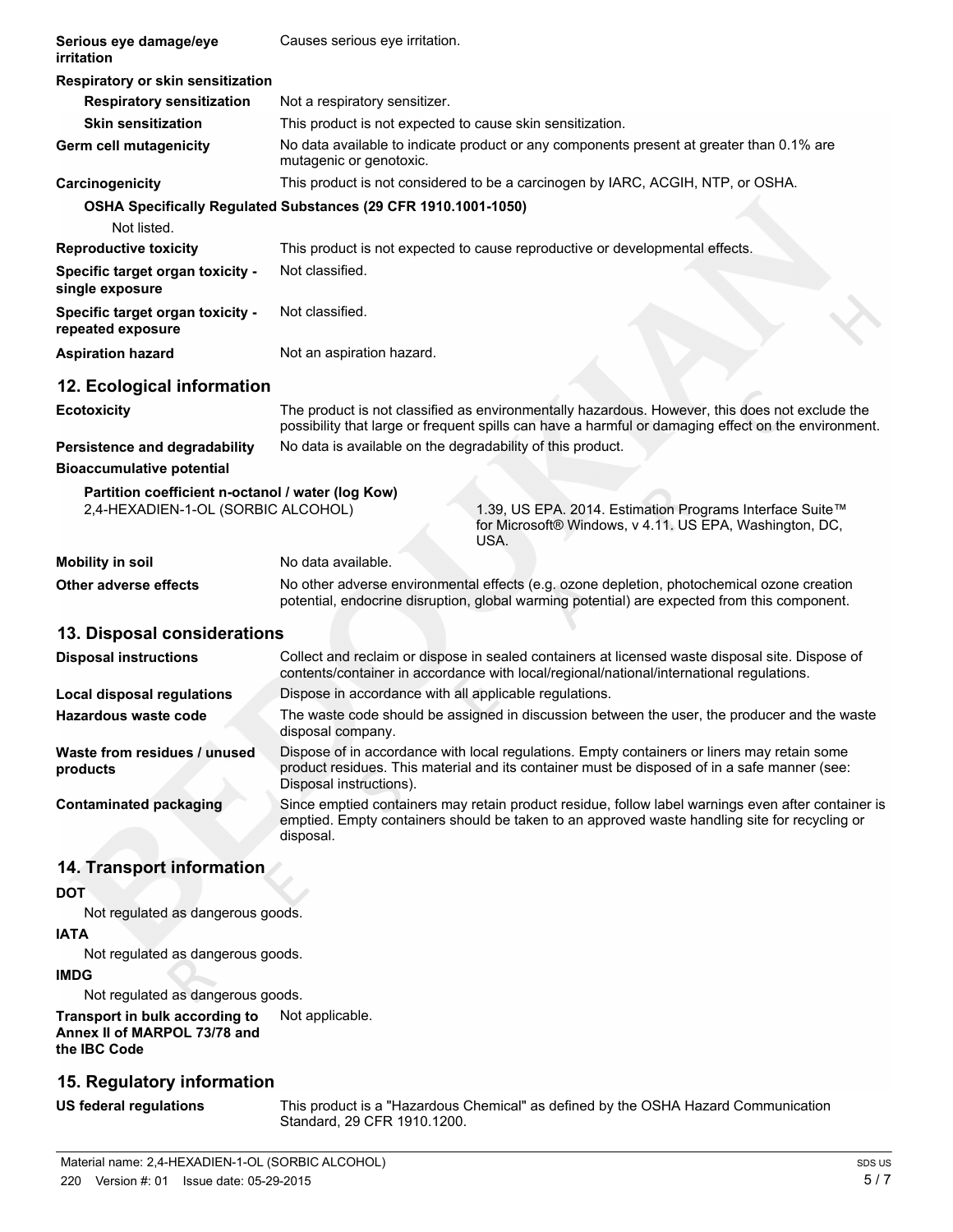| | |
|---|---|
| **Serious eye damage/eye irritation** | Causes serious eye irritation. |
| **Respiratory or skin sensitization** | |
| **Respiratory sensitization** | Not a respiratory sensitizer. |
| **Skin sensitization** | This product is not expected to cause skin sensitization. |
| **Germ cell mutagenicity** | No data available to indicate product or any components present at greater than 0.1% are mutagenic or genotoxic. |
| **Carcinogenicity** | This product is not considered to be a carcinogen by IARC, ACGIH, NTP, or OSHA. |

**OSHA Specifically Regulated Substances (29 CFR 1910.1001-1050)**

Not listed.

| | |
|---|---|
| **Reproductive toxicity** | This product is not expected to cause reproductive or developmental effects. |
| **Specific target organ toxicity - single exposure** | Not classified. |
| **Specific target organ toxicity - repeated exposure** | Not classified. |
| **Aspiration hazard** | Not an aspiration hazard. |

## 12. Ecological information

| | |
|---|---|
| **Ecotoxicity** | The product is not classified as environmentally hazardous. However, this does not exclude the possibility that large or frequent spills can have a harmful or damaging effect on the environment. |
| **Persistence and degradability** | No data is available on the degradability of this product. |
| **Bioaccumulative potential** | |

**Partition coefficient n-octanol / water (log Kow)**

2,4-HEXADIEN-1-OL (SORBIC ALCOHOL) — 1.39, US EPA. 2014. Estimation Programs Interface Suite™ for Microsoft® Windows, v 4.11. US EPA, Washington, DC, USA.

| | |
|---|---|
| **Mobility in soil** | No data available. |
| **Other adverse effects** | No other adverse environmental effects (e.g. ozone depletion, photochemical ozone creation potential, endocrine disruption, global warming potential) are expected from this component. |

## 13. Disposal considerations

| | |
|---|---|
| **Disposal instructions** | Collect and reclaim or dispose in sealed containers at licensed waste disposal site. Dispose of contents/container in accordance with local/regional/national/international regulations. |
| **Local disposal regulations** | Dispose in accordance with all applicable regulations. |
| **Hazardous waste code** | The waste code should be assigned in discussion between the user, the producer and the waste disposal company. |
| **Waste from residues / unused products** | Dispose of in accordance with local regulations. Empty containers or liners may retain some product residues. This material and its container must be disposed of in a safe manner (see: Disposal instructions). |
| **Contaminated packaging** | Since emptied containers may retain product residue, follow label warnings even after container is emptied. Empty containers should be taken to an approved waste handling site for recycling or disposal. |

## 14. Transport information

**DOT**

Not regulated as dangerous goods.

**IATA**

Not regulated as dangerous goods.

**IMDG**

Not regulated as dangerous goods.

| | |
|---|---|
| **Transport in bulk according to Annex II of MARPOL 73/78 and the IBC Code** | Not applicable. |

## 15. Regulatory information

| | |
|---|---|
| **US federal regulations** | This product is a "Hazardous Chemical" as defined by the OSHA Hazard Communication Standard, 29 CFR 1910.1200. |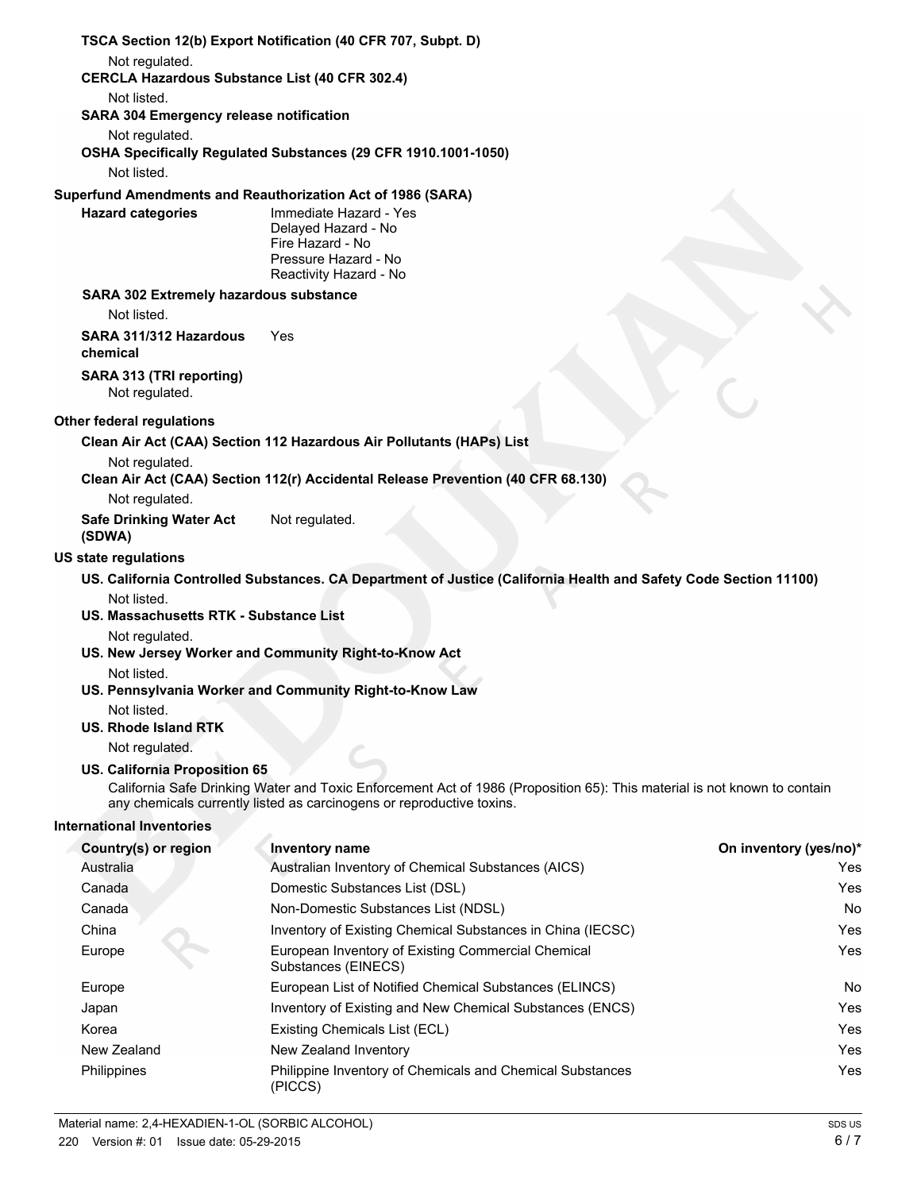**TSCA Section 12(b) Export Notification (40 CFR 707, Subpt. D)**

Not regulated.

**CERCLA Hazardous Substance List (40 CFR 302.4)**

Not listed.

**SARA 304 Emergency release notification**

Not regulated.

**OSHA Specifically Regulated Substances (29 CFR 1910.1001-1050)**

Not listed.

**Superfund Amendments and Reauthorization Act of 1986 (SARA)**

**Hazard categories**
Immediate Hazard - Yes
Delayed Hazard - No
Fire Hazard - No
Pressure Hazard - No
Reactivity Hazard - No

**SARA 302 Extremely hazardous substance**

Not listed.

**SARA 311/312 Hazardous chemical** Yes

**SARA 313 (TRI reporting)**

Not regulated.

**Other federal regulations**

**Clean Air Act (CAA) Section 112 Hazardous Air Pollutants (HAPs) List**

Not regulated.

**Clean Air Act (CAA) Section 112(r) Accidental Release Prevention (40 CFR 68.130)**

Not regulated.

**Safe Drinking Water Act (SDWA)** Not regulated.

**US state regulations**

**US. California Controlled Substances. CA Department of Justice (California Health and Safety Code Section 11100)**

Not listed.

**US. Massachusetts RTK - Substance List**

Not regulated.

**US. New Jersey Worker and Community Right-to-Know Act**

Not listed.

**US. Pennsylvania Worker and Community Right-to-Know Law**

Not listed.

**US. Rhode Island RTK**

Not regulated.

**US. California Proposition 65**

California Safe Drinking Water and Toxic Enforcement Act of 1986 (Proposition 65): This material is not known to contain any chemicals currently listed as carcinogens or reproductive toxins.

**International Inventories**

| Country(s) or region | Inventory name | On inventory (yes/no)* |
|---|---|---|
| Australia | Australian Inventory of Chemical Substances (AICS) | Yes |
| Canada | Domestic Substances List (DSL) | Yes |
| Canada | Non-Domestic Substances List (NDSL) | No |
| China | Inventory of Existing Chemical Substances in China (IECSC) | Yes |
| Europe | European Inventory of Existing Commercial Chemical Substances (EINECS) | Yes |
| Europe | European List of Notified Chemical Substances (ELINCS) | No |
| Japan | Inventory of Existing and New Chemical Substances (ENCS) | Yes |
| Korea | Existing Chemicals List (ECL) | Yes |
| New Zealand | New Zealand Inventory | Yes |
| Philippines | Philippine Inventory of Chemicals and Chemical Substances (PICCS) | Yes |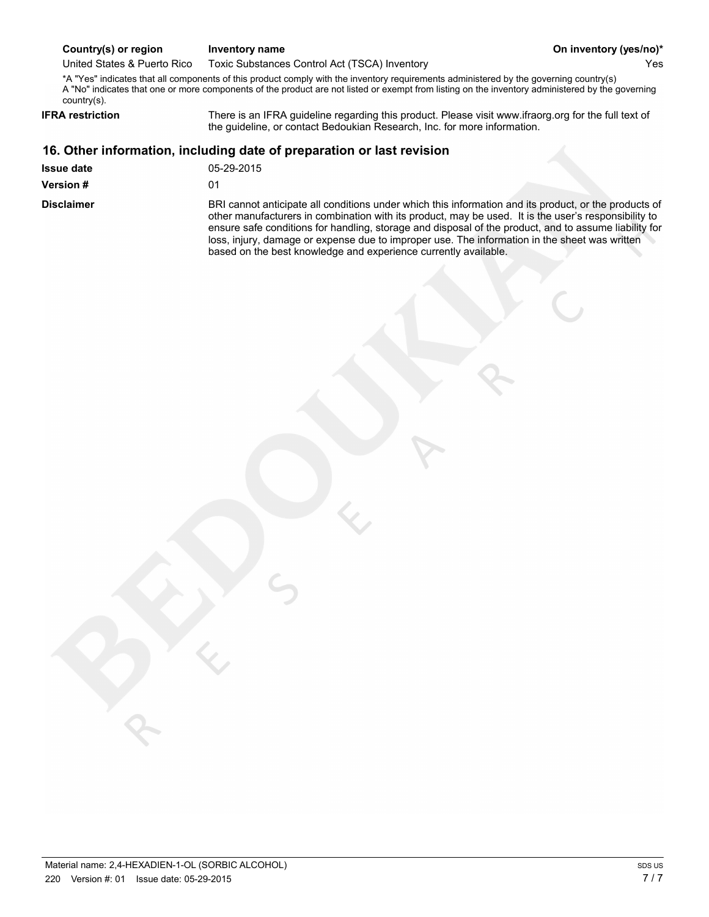| Country(s) or region | Inventory name | On inventory (yes/no)* |
| --- | --- | --- |
| United States & Puerto Rico | Toxic Substances Control Act (TSCA) Inventory | Yes |

*A "Yes" indicates that all components of this product comply with the inventory requirements administered by the governing country(s)
A "No" indicates that one or more components of the product are not listed or exempt from listing on the inventory administered by the governing country(s).

**IFRA restriction** There is an IFRA guideline regarding this product. Please visit www.ifraorg.org for the full text of the guideline, or contact Bedoukian Research, Inc. for more information.

## 16. Other information, including date of preparation or last revision

**Issue date** 05-29-2015

**Version #** 01

**Disclaimer** BRI cannot anticipate all conditions under which this information and its product, or the products of other manufacturers in combination with its product, may be used. It is the user's responsibility to ensure safe conditions for handling, storage and disposal of the product, and to assume liability for loss, injury, damage or expense due to improper use. The information in the sheet was written based on the best knowledge and experience currently available.